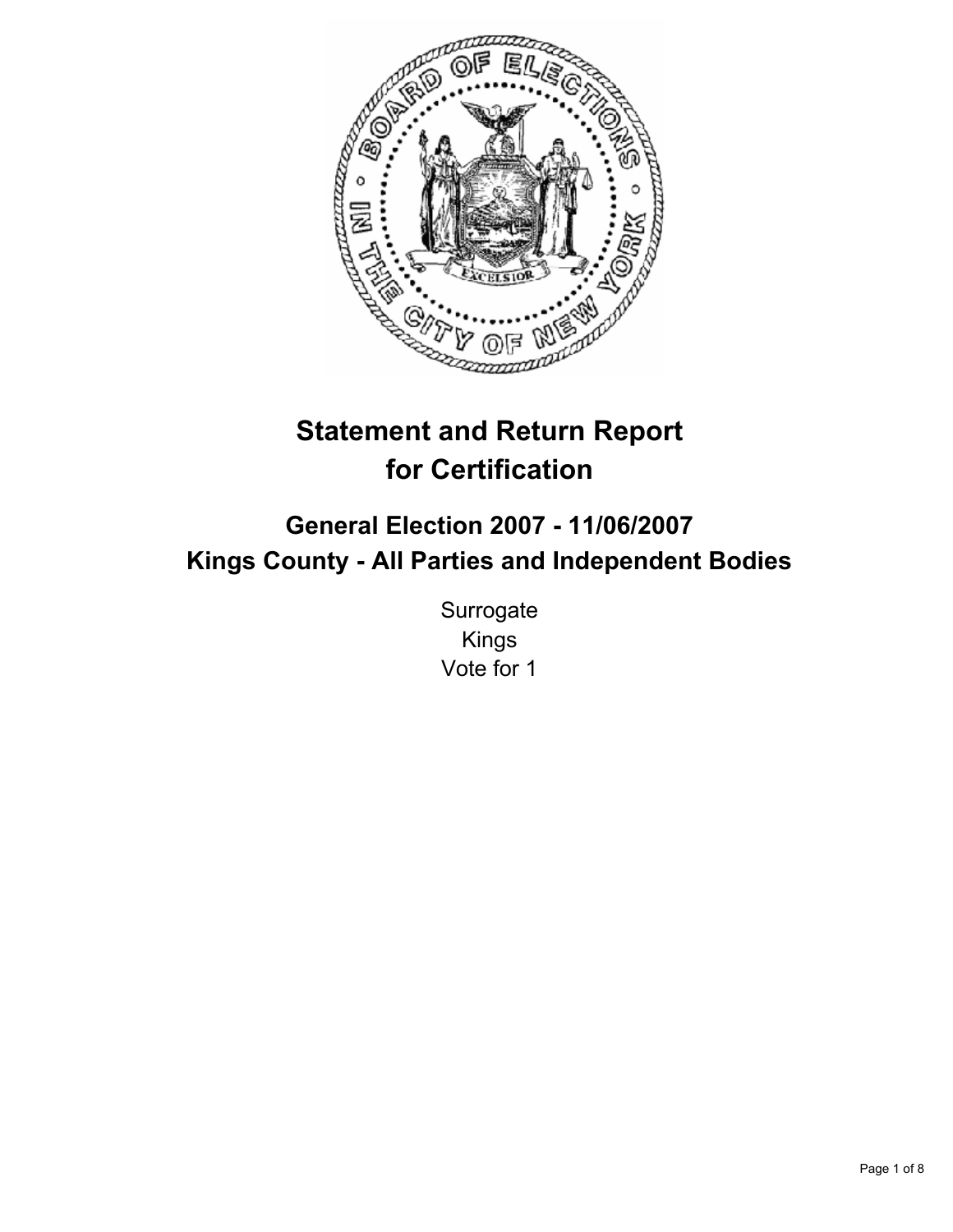# Statement and Return Report for Certification

## General Election 2007 - 11/06/2007
## Kings County - All Parties and Independent Bodies

Surrogate
Kings
Vote for 1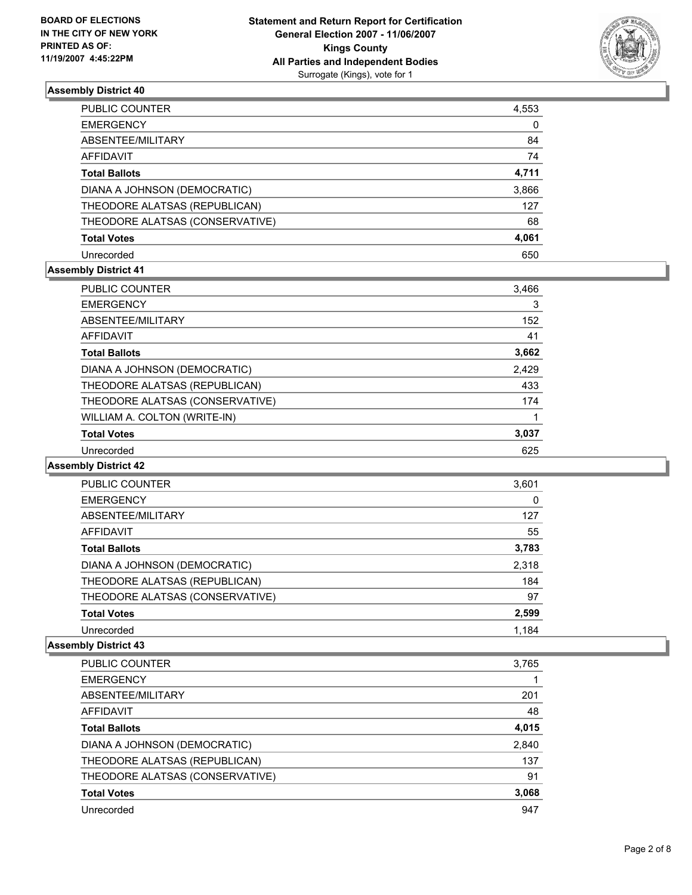**BOARD OF ELECTIONS IN THE CITY OF NEW YORK PRINTED AS OF: 11/19/2007 4:45:22PM**

**Statement and Return Report for Certification**
**General Election 2007 - 11/06/2007**
**Kings County**
**All Parties and Independent Bodies**
Surrogate (Kings), vote for 1

### Assembly District 40

| | |
|---|---|
| PUBLIC COUNTER | 4,553 |
| EMERGENCY | 0 |
| ABSENTEE/MILITARY | 84 |
| AFFIDAVIT | 74 |
| **Total Ballots** | **4,711** |
| DIANA A JOHNSON (DEMOCRATIC) | 3,866 |
| THEODORE ALATSAS (REPUBLICAN) | 127 |
| THEODORE ALATSAS (CONSERVATIVE) | 68 |
| **Total Votes** | **4,061** |
| Unrecorded | 650 |

### Assembly District 41

| | |
|---|---|
| PUBLIC COUNTER | 3,466 |
| EMERGENCY | 3 |
| ABSENTEE/MILITARY | 152 |
| AFFIDAVIT | 41 |
| **Total Ballots** | **3,662** |
| DIANA A JOHNSON (DEMOCRATIC) | 2,429 |
| THEODORE ALATSAS (REPUBLICAN) | 433 |
| THEODORE ALATSAS (CONSERVATIVE) | 174 |
| WILLIAM A. COLTON (WRITE-IN) | 1 |
| **Total Votes** | **3,037** |
| Unrecorded | 625 |

### Assembly District 42

| | |
|---|---|
| PUBLIC COUNTER | 3,601 |
| EMERGENCY | 0 |
| ABSENTEE/MILITARY | 127 |
| AFFIDAVIT | 55 |
| **Total Ballots** | **3,783** |
| DIANA A JOHNSON (DEMOCRATIC) | 2,318 |
| THEODORE ALATSAS (REPUBLICAN) | 184 |
| THEODORE ALATSAS (CONSERVATIVE) | 97 |
| **Total Votes** | **2,599** |
| Unrecorded | 1,184 |

### Assembly District 43

| | |
|---|---|
| PUBLIC COUNTER | 3,765 |
| EMERGENCY | 1 |
| ABSENTEE/MILITARY | 201 |
| AFFIDAVIT | 48 |
| **Total Ballots** | **4,015** |
| DIANA A JOHNSON (DEMOCRATIC) | 2,840 |
| THEODORE ALATSAS (REPUBLICAN) | 137 |
| THEODORE ALATSAS (CONSERVATIVE) | 91 |
| **Total Votes** | **3,068** |
| Unrecorded | 947 |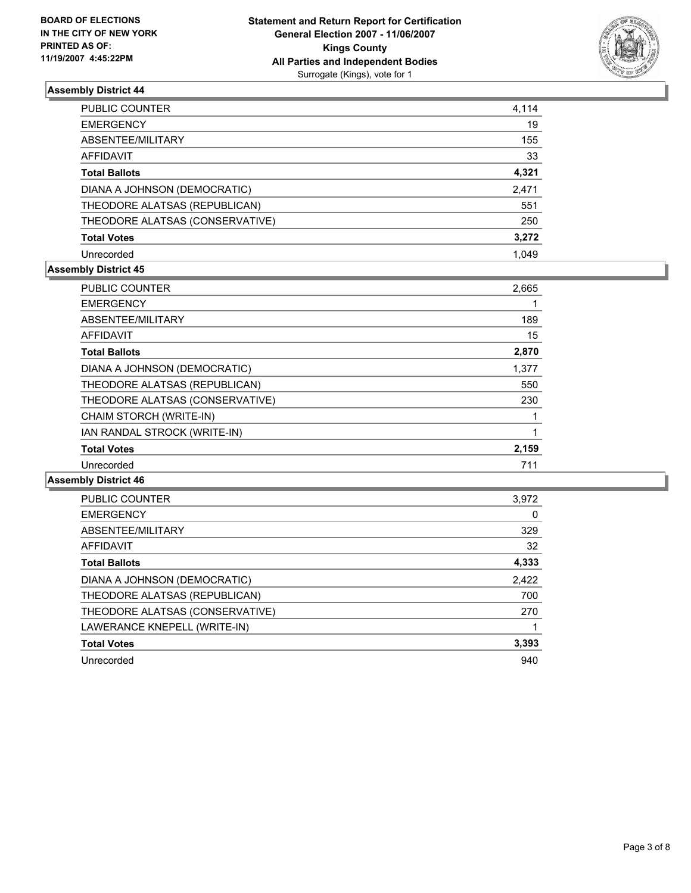**BOARD OF ELECTIONS IN THE CITY OF NEW YORK PRINTED AS OF: 11/19/2007 4:45:22PM**

**Statement and Return Report for Certification**
**General Election 2007 - 11/06/2007**
**Kings County**
**All Parties and Independent Bodies**
Surrogate (Kings), vote for 1

### Assembly District 44

| | |
|---|---|
| PUBLIC COUNTER | 4,114 |
| EMERGENCY | 19 |
| ABSENTEE/MILITARY | 155 |
| AFFIDAVIT | 33 |
| **Total Ballots** | **4,321** |
| DIANA A JOHNSON (DEMOCRATIC) | 2,471 |
| THEODORE ALATSAS (REPUBLICAN) | 551 |
| THEODORE ALATSAS (CONSERVATIVE) | 250 |
| **Total Votes** | **3,272** |
| Unrecorded | 1,049 |

### Assembly District 45

| | |
|---|---|
| PUBLIC COUNTER | 2,665 |
| EMERGENCY | 1 |
| ABSENTEE/MILITARY | 189 |
| AFFIDAVIT | 15 |
| **Total Ballots** | **2,870** |
| DIANA A JOHNSON (DEMOCRATIC) | 1,377 |
| THEODORE ALATSAS (REPUBLICAN) | 550 |
| THEODORE ALATSAS (CONSERVATIVE) | 230 |
| CHAIM STORCH (WRITE-IN) | 1 |
| IAN RANDAL STROCK (WRITE-IN) | 1 |
| **Total Votes** | **2,159** |
| Unrecorded | 711 |

### Assembly District 46

| | |
|---|---|
| PUBLIC COUNTER | 3,972 |
| EMERGENCY | 0 |
| ABSENTEE/MILITARY | 329 |
| AFFIDAVIT | 32 |
| **Total Ballots** | **4,333** |
| DIANA A JOHNSON (DEMOCRATIC) | 2,422 |
| THEODORE ALATSAS (REPUBLICAN) | 700 |
| THEODORE ALATSAS (CONSERVATIVE) | 270 |
| LAWERANCE KNEPELL (WRITE-IN) | 1 |
| **Total Votes** | **3,393** |
| Unrecorded | 940 |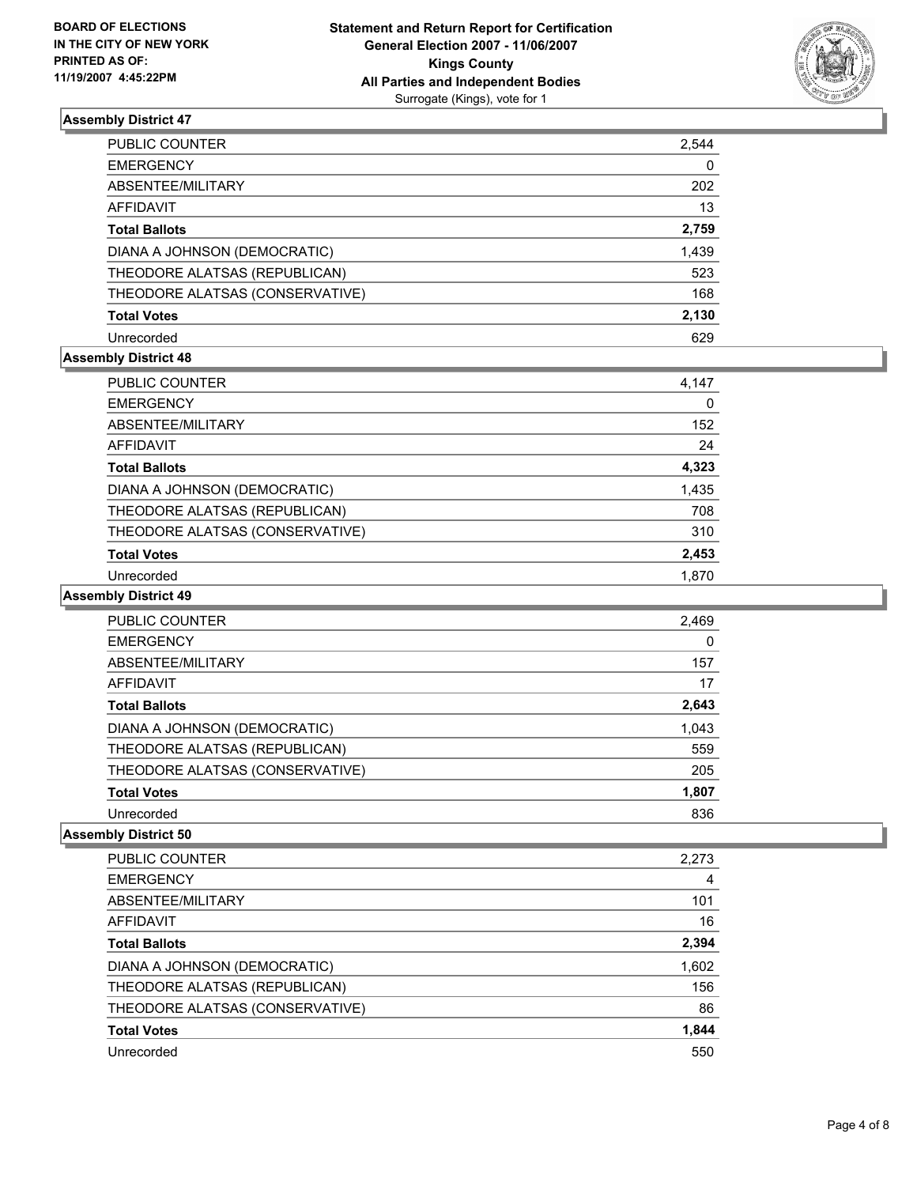**BOARD OF ELECTIONS IN THE CITY OF NEW YORK PRINTED AS OF: 11/19/2007 4:45:22PM**

**Statement and Return Report for Certification**
**General Election 2007 - 11/06/2007**
**Kings County**
**All Parties and Independent Bodies**
Surrogate (Kings), vote for 1

### Assembly District 47

| | |
|---|---|
| PUBLIC COUNTER | 2,544 |
| EMERGENCY | 0 |
| ABSENTEE/MILITARY | 202 |
| AFFIDAVIT | 13 |
| **Total Ballots** | **2,759** |
| DIANA A JOHNSON (DEMOCRATIC) | 1,439 |
| THEODORE ALATSAS (REPUBLICAN) | 523 |
| THEODORE ALATSAS (CONSERVATIVE) | 168 |
| **Total Votes** | **2,130** |
| Unrecorded | 629 |

### Assembly District 48

| | |
|---|---|
| PUBLIC COUNTER | 4,147 |
| EMERGENCY | 0 |
| ABSENTEE/MILITARY | 152 |
| AFFIDAVIT | 24 |
| **Total Ballots** | **4,323** |
| DIANA A JOHNSON (DEMOCRATIC) | 1,435 |
| THEODORE ALATSAS (REPUBLICAN) | 708 |
| THEODORE ALATSAS (CONSERVATIVE) | 310 |
| **Total Votes** | **2,453** |
| Unrecorded | 1,870 |

### Assembly District 49

| | |
|---|---|
| PUBLIC COUNTER | 2,469 |
| EMERGENCY | 0 |
| ABSENTEE/MILITARY | 157 |
| AFFIDAVIT | 17 |
| **Total Ballots** | **2,643** |
| DIANA A JOHNSON (DEMOCRATIC) | 1,043 |
| THEODORE ALATSAS (REPUBLICAN) | 559 |
| THEODORE ALATSAS (CONSERVATIVE) | 205 |
| **Total Votes** | **1,807** |
| Unrecorded | 836 |

### Assembly District 50

| | |
|---|---|
| PUBLIC COUNTER | 2,273 |
| EMERGENCY | 4 |
| ABSENTEE/MILITARY | 101 |
| AFFIDAVIT | 16 |
| **Total Ballots** | **2,394** |
| DIANA A JOHNSON (DEMOCRATIC) | 1,602 |
| THEODORE ALATSAS (REPUBLICAN) | 156 |
| THEODORE ALATSAS (CONSERVATIVE) | 86 |
| **Total Votes** | **1,844** |
| Unrecorded | 550 |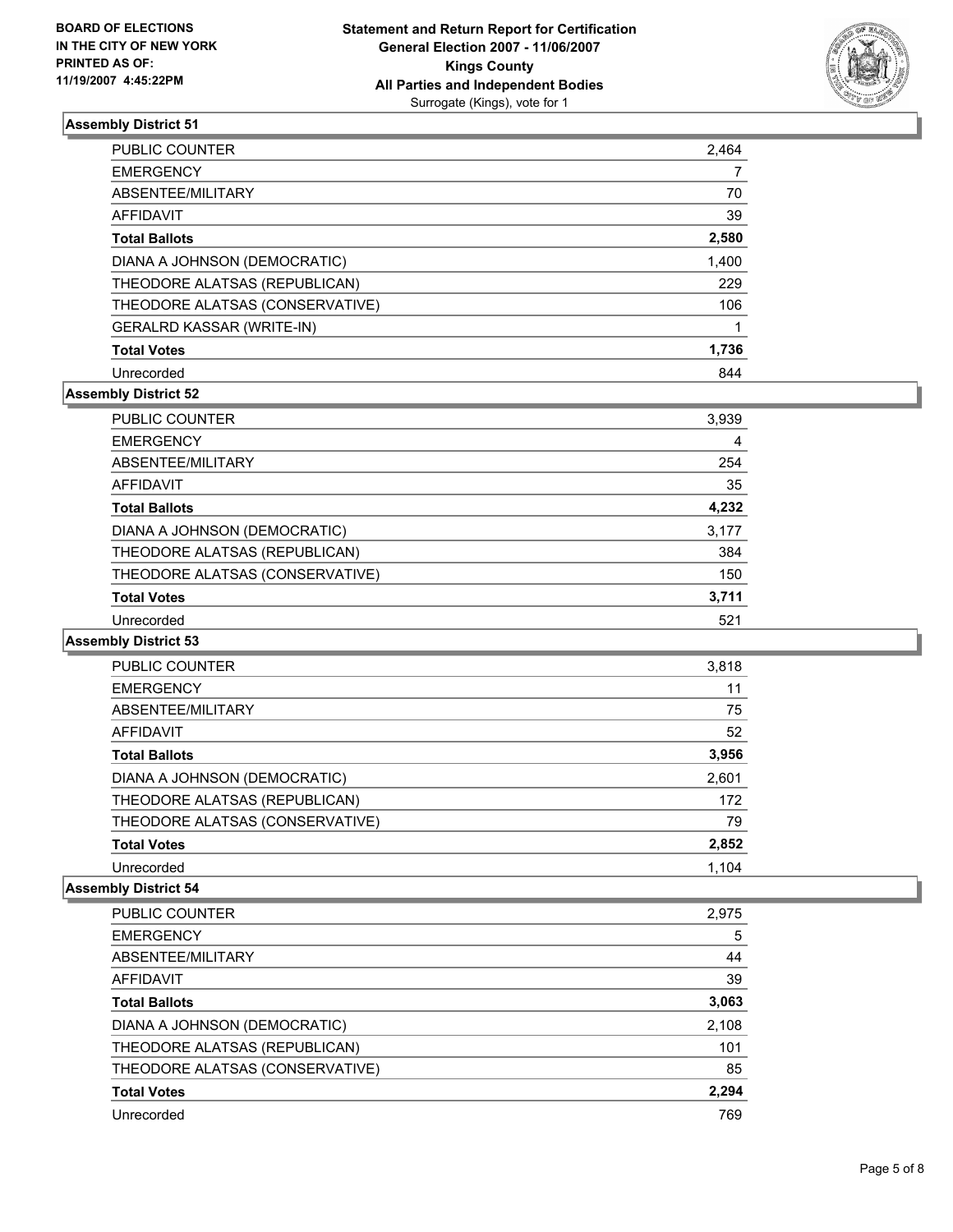BOARD OF ELECTIONS IN THE CITY OF NEW YORK
PRINTED AS OF: 11/19/2007 4:45:22PM

**Statement and Return Report for Certification**
**General Election 2007 - 11/06/2007**
**Kings County**
**All Parties and Independent Bodies**
Surrogate (Kings), vote for 1

### Assembly District 51

| | |
|---|---|
| PUBLIC COUNTER | 2,464 |
| EMERGENCY | 7 |
| ABSENTEE/MILITARY | 70 |
| AFFIDAVIT | 39 |
| **Total Ballots** | **2,580** |
| DIANA A JOHNSON (DEMOCRATIC) | 1,400 |
| THEODORE ALATSAS (REPUBLICAN) | 229 |
| THEODORE ALATSAS (CONSERVATIVE) | 106 |
| GERALRD KASSAR (WRITE-IN) | 1 |
| **Total Votes** | **1,736** |
| Unrecorded | 844 |

### Assembly District 52

| | |
|---|---|
| PUBLIC COUNTER | 3,939 |
| EMERGENCY | 4 |
| ABSENTEE/MILITARY | 254 |
| AFFIDAVIT | 35 |
| **Total Ballots** | **4,232** |
| DIANA A JOHNSON (DEMOCRATIC) | 3,177 |
| THEODORE ALATSAS (REPUBLICAN) | 384 |
| THEODORE ALATSAS (CONSERVATIVE) | 150 |
| **Total Votes** | **3,711** |
| Unrecorded | 521 |

### Assembly District 53

| | |
|---|---|
| PUBLIC COUNTER | 3,818 |
| EMERGENCY | 11 |
| ABSENTEE/MILITARY | 75 |
| AFFIDAVIT | 52 |
| **Total Ballots** | **3,956** |
| DIANA A JOHNSON (DEMOCRATIC) | 2,601 |
| THEODORE ALATSAS (REPUBLICAN) | 172 |
| THEODORE ALATSAS (CONSERVATIVE) | 79 |
| **Total Votes** | **2,852** |
| Unrecorded | 1,104 |

### Assembly District 54

| | |
|---|---|
| PUBLIC COUNTER | 2,975 |
| EMERGENCY | 5 |
| ABSENTEE/MILITARY | 44 |
| AFFIDAVIT | 39 |
| **Total Ballots** | **3,063** |
| DIANA A JOHNSON (DEMOCRATIC) | 2,108 |
| THEODORE ALATSAS (REPUBLICAN) | 101 |
| THEODORE ALATSAS (CONSERVATIVE) | 85 |
| **Total Votes** | **2,294** |
| Unrecorded | 769 |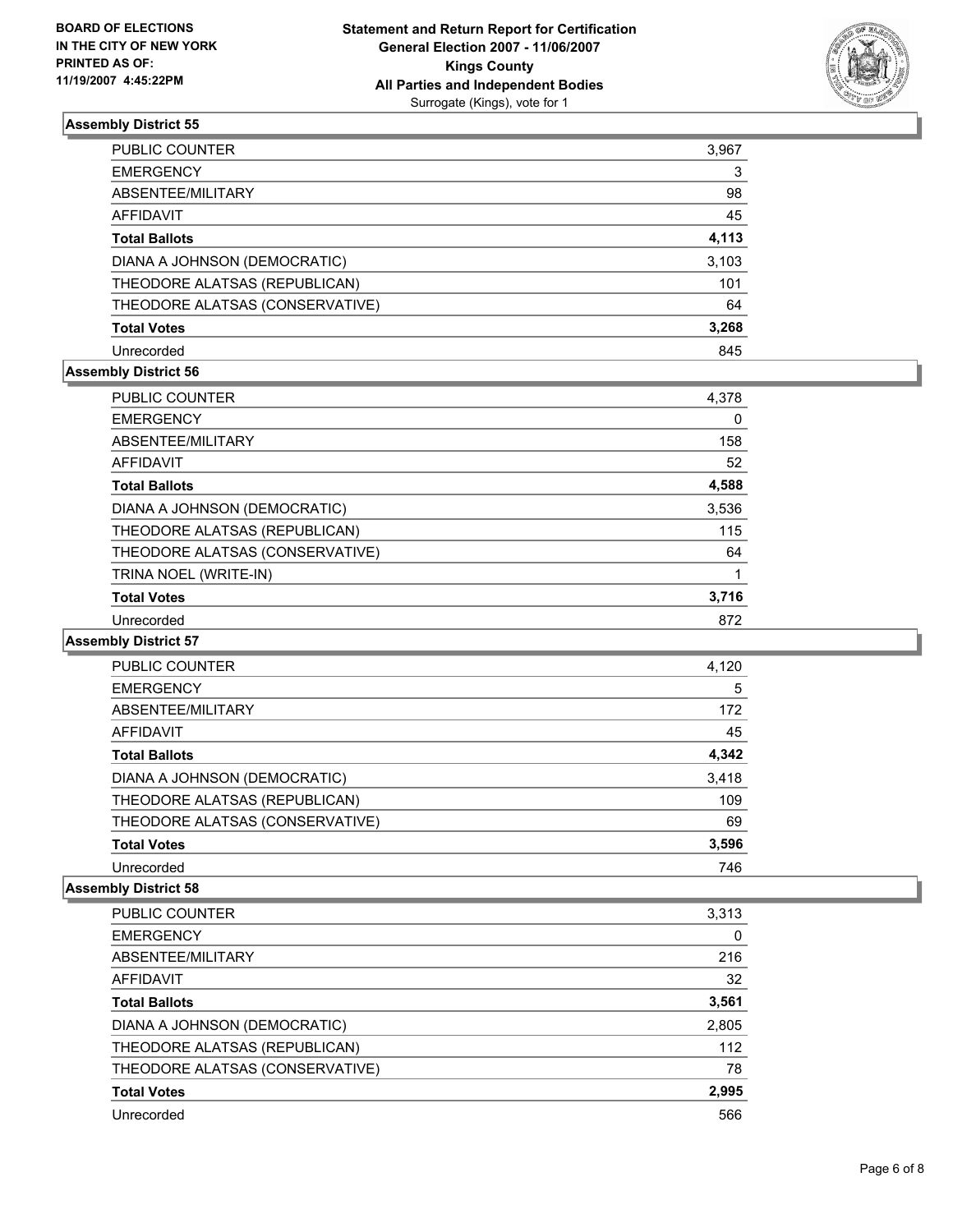**BOARD OF ELECTIONS IN THE CITY OF NEW YORK PRINTED AS OF: 11/19/2007 4:45:22PM**

# Statement and Return Report for Certification
## General Election 2007 - 11/06/2007
## Kings County
## All Parties and Independent Bodies
Surrogate (Kings), vote for 1

### Assembly District 55

| | |
|---|---|
| PUBLIC COUNTER | 3,967 |
| EMERGENCY | 3 |
| ABSENTEE/MILITARY | 98 |
| AFFIDAVIT | 45 |
| **Total Ballots** | **4,113** |
| DIANA A JOHNSON (DEMOCRATIC) | 3,103 |
| THEODORE ALATSAS (REPUBLICAN) | 101 |
| THEODORE ALATSAS (CONSERVATIVE) | 64 |
| **Total Votes** | **3,268** |
| Unrecorded | 845 |

### Assembly District 56

| | |
|---|---|
| PUBLIC COUNTER | 4,378 |
| EMERGENCY | 0 |
| ABSENTEE/MILITARY | 158 |
| AFFIDAVIT | 52 |
| **Total Ballots** | **4,588** |
| DIANA A JOHNSON (DEMOCRATIC) | 3,536 |
| THEODORE ALATSAS (REPUBLICAN) | 115 |
| THEODORE ALATSAS (CONSERVATIVE) | 64 |
| TRINA NOEL (WRITE-IN) | 1 |
| **Total Votes** | **3,716** |
| Unrecorded | 872 |

### Assembly District 57

| | |
|---|---|
| PUBLIC COUNTER | 4,120 |
| EMERGENCY | 5 |
| ABSENTEE/MILITARY | 172 |
| AFFIDAVIT | 45 |
| **Total Ballots** | **4,342** |
| DIANA A JOHNSON (DEMOCRATIC) | 3,418 |
| THEODORE ALATSAS (REPUBLICAN) | 109 |
| THEODORE ALATSAS (CONSERVATIVE) | 69 |
| **Total Votes** | **3,596** |
| Unrecorded | 746 |

### Assembly District 58

| | |
|---|---|
| PUBLIC COUNTER | 3,313 |
| EMERGENCY | 0 |
| ABSENTEE/MILITARY | 216 |
| AFFIDAVIT | 32 |
| **Total Ballots** | **3,561** |
| DIANA A JOHNSON (DEMOCRATIC) | 2,805 |
| THEODORE ALATSAS (REPUBLICAN) | 112 |
| THEODORE ALATSAS (CONSERVATIVE) | 78 |
| **Total Votes** | **2,995** |
| Unrecorded | 566 |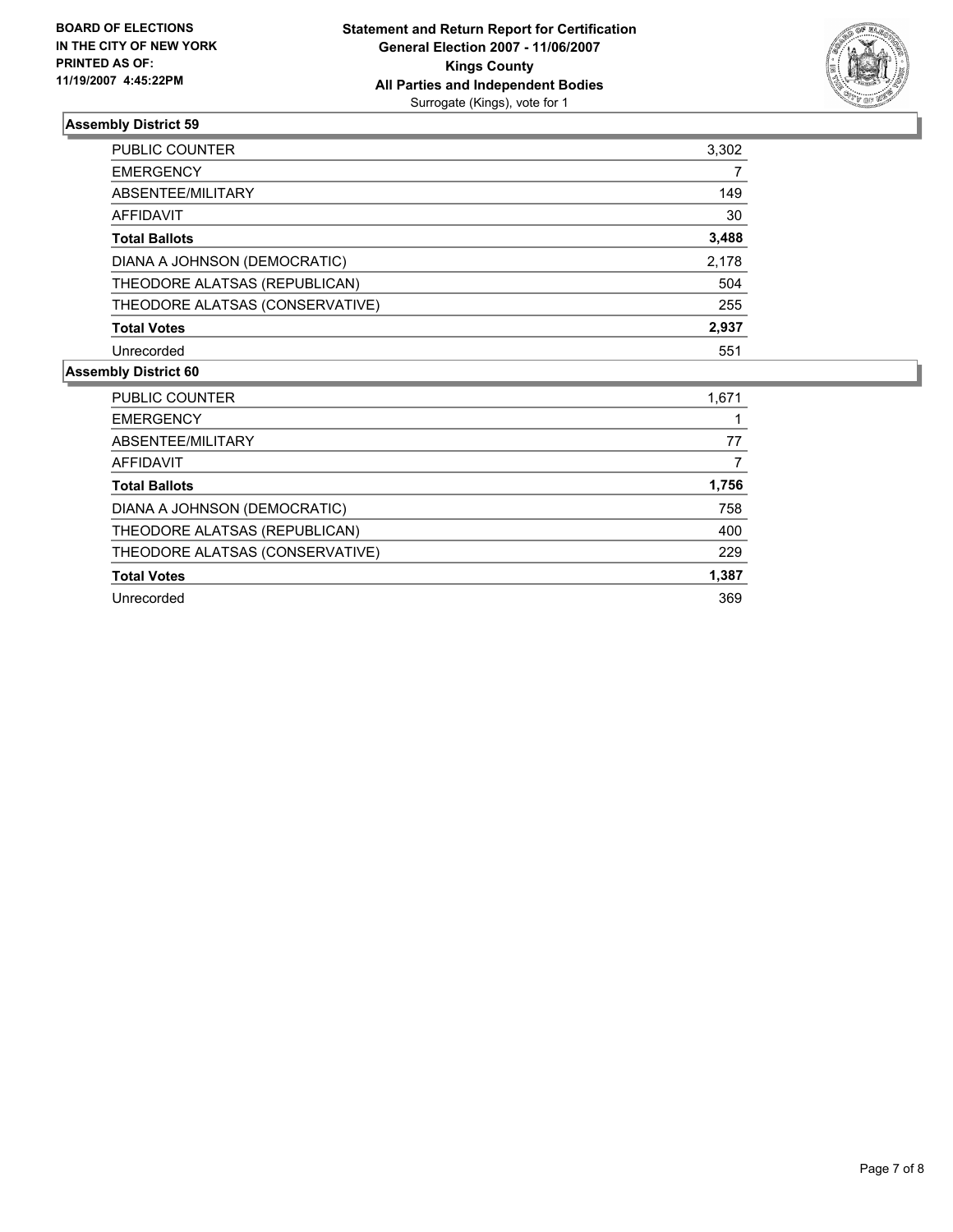**BOARD OF ELECTIONS IN THE CITY OF NEW YORK PRINTED AS OF: 11/19/2007 4:45:22PM**

**Statement and Return Report for Certification General Election 2007 - 11/06/2007 Kings County All Parties and Independent Bodies**
Surrogate (Kings), vote for 1

## Assembly District 59

| | |
|---|---|
| PUBLIC COUNTER | 3,302 |
| EMERGENCY | 7 |
| ABSENTEE/MILITARY | 149 |
| AFFIDAVIT | 30 |
| **Total Ballots** | **3,488** |
| DIANA A JOHNSON (DEMOCRATIC) | 2,178 |
| THEODORE ALATSAS (REPUBLICAN) | 504 |
| THEODORE ALATSAS (CONSERVATIVE) | 255 |
| **Total Votes** | **2,937** |
| Unrecorded | 551 |

## Assembly District 60

| | |
|---|---|
| PUBLIC COUNTER | 1,671 |
| EMERGENCY | 1 |
| ABSENTEE/MILITARY | 77 |
| AFFIDAVIT | 7 |
| **Total Ballots** | **1,756** |
| DIANA A JOHNSON (DEMOCRATIC) | 758 |
| THEODORE ALATSAS (REPUBLICAN) | 400 |
| THEODORE ALATSAS (CONSERVATIVE) | 229 |
| **Total Votes** | **1,387** |
| Unrecorded | 369 |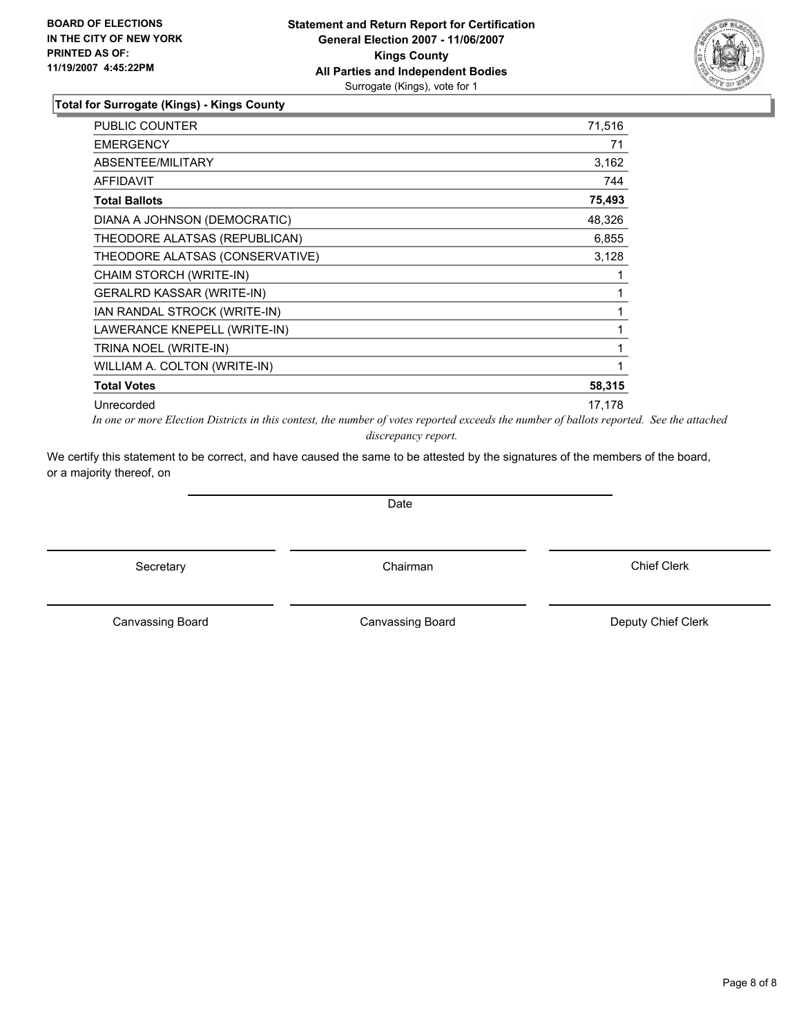**BOARD OF ELECTIONS IN THE CITY OF NEW YORK PRINTED AS OF: 11/19/2007 4:45:22PM**

**Statement and Return Report for Certification**
**General Election 2007 - 11/06/2007**
**Kings County**
**All Parties and Independent Bodies**
Surrogate (Kings), vote for 1

### Total for Surrogate (Kings) - Kings County

| | |
|---|---|
| PUBLIC COUNTER | 71,516 |
| EMERGENCY | 71 |
| ABSENTEE/MILITARY | 3,162 |
| AFFIDAVIT | 744 |
| **Total Ballots** | **75,493** |
| DIANA A JOHNSON (DEMOCRATIC) | 48,326 |
| THEODORE ALATSAS (REPUBLICAN) | 6,855 |
| THEODORE ALATSAS (CONSERVATIVE) | 3,128 |
| CHAIM STORCH (WRITE-IN) | 1 |
| GERALRD KASSAR (WRITE-IN) | 1 |
| IAN RANDAL STROCK (WRITE-IN) | 1 |
| LAWERANCE KNEPELL (WRITE-IN) | 1 |
| TRINA NOEL (WRITE-IN) | 1 |
| WILLIAM A. COLTON (WRITE-IN) | 1 |
| **Total Votes** | **58,315** |
| Unrecorded | 17,178 |

*In one or more Election Districts in this contest, the number of votes reported exceeds the number of ballots reported. See the attached discrepancy report.*

We certify this statement to be correct, and have caused the same to be attested by the signatures of the members of the board, or a majority thereof, on

Date

Secretary | Chairman | Chief Clerk

Canvassing Board | Canvassing Board | Deputy Chief Clerk